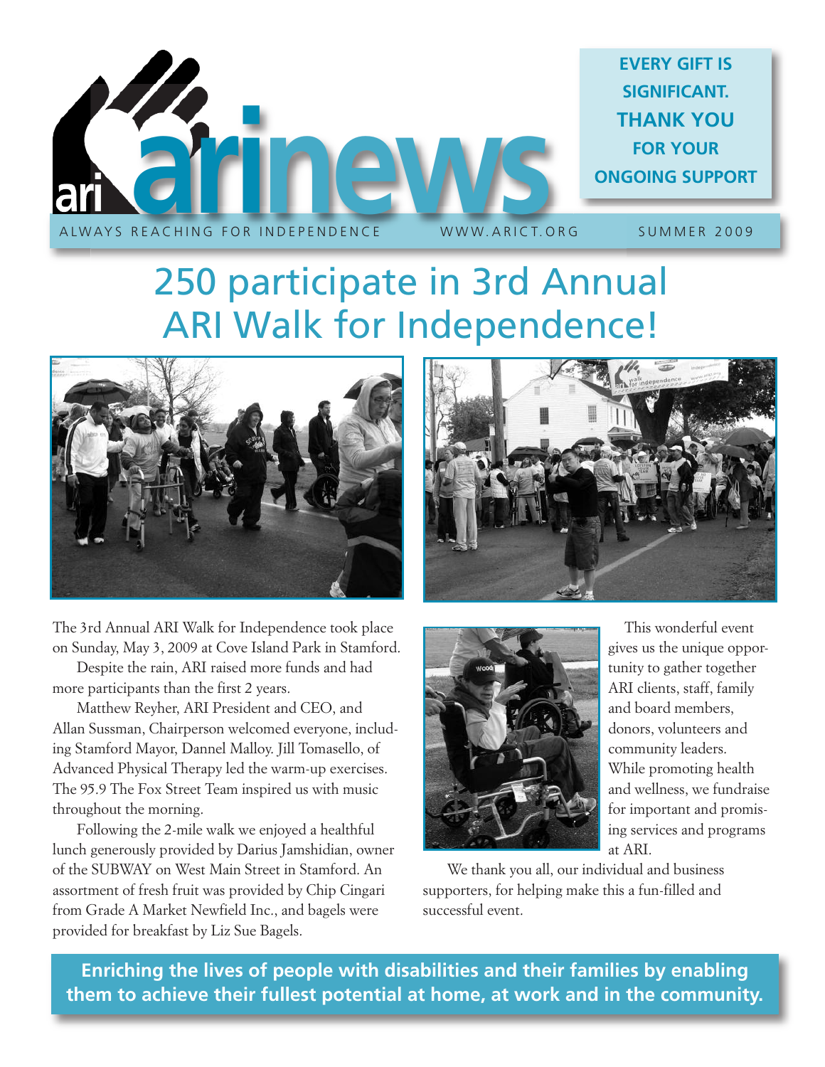# ari news

ALWAYS REACHING FOR INDEPENDENCE    WWW.ARICT.ORG    SUMMER 2009

**EVERY GIFT IS SIGNIFICANT. THANK YOU FOR YOUR ONGOING SUPPORT**

## 250 participate in 3rd Annual ARI Walk for Independence!

The 3rd Annual ARI Walk for Independence took place on Sunday, May 3, 2009 at Cove Island Park in Stamford.

Despite the rain, ARI raised more funds and had more participants than the first 2 years.

Matthew Reyher, ARI President and CEO, and Allan Sussman, Chairperson welcomed everyone, including Stamford Mayor, Dannel Malloy. Jill Tomasello, of Advanced Physical Therapy led the warm-up exercises. The 95.9 The Fox Street Team inspired us with music throughout the morning.

Following the 2-mile walk we enjoyed a healthful lunch generously provided by Darius Jamshidian, owner of the SUBWAY on West Main Street in Stamford. An assortment of fresh fruit was provided by Chip Cingari from Grade A Market Newfield Inc., and bagels were provided for breakfast by Liz Sue Bagels.

This wonderful event gives us the unique opportunity to gather together ARI clients, staff, family and board members, donors, volunteers and community leaders. While promoting health and wellness, we fundraise for important and promising services and programs at ARI.

We thank you all, our individual and business supporters, for helping make this a fun-filled and successful event.

**Enriching the lives of people with disabilities and their families by enabling them to achieve their fullest potential at home, at work and in the community.**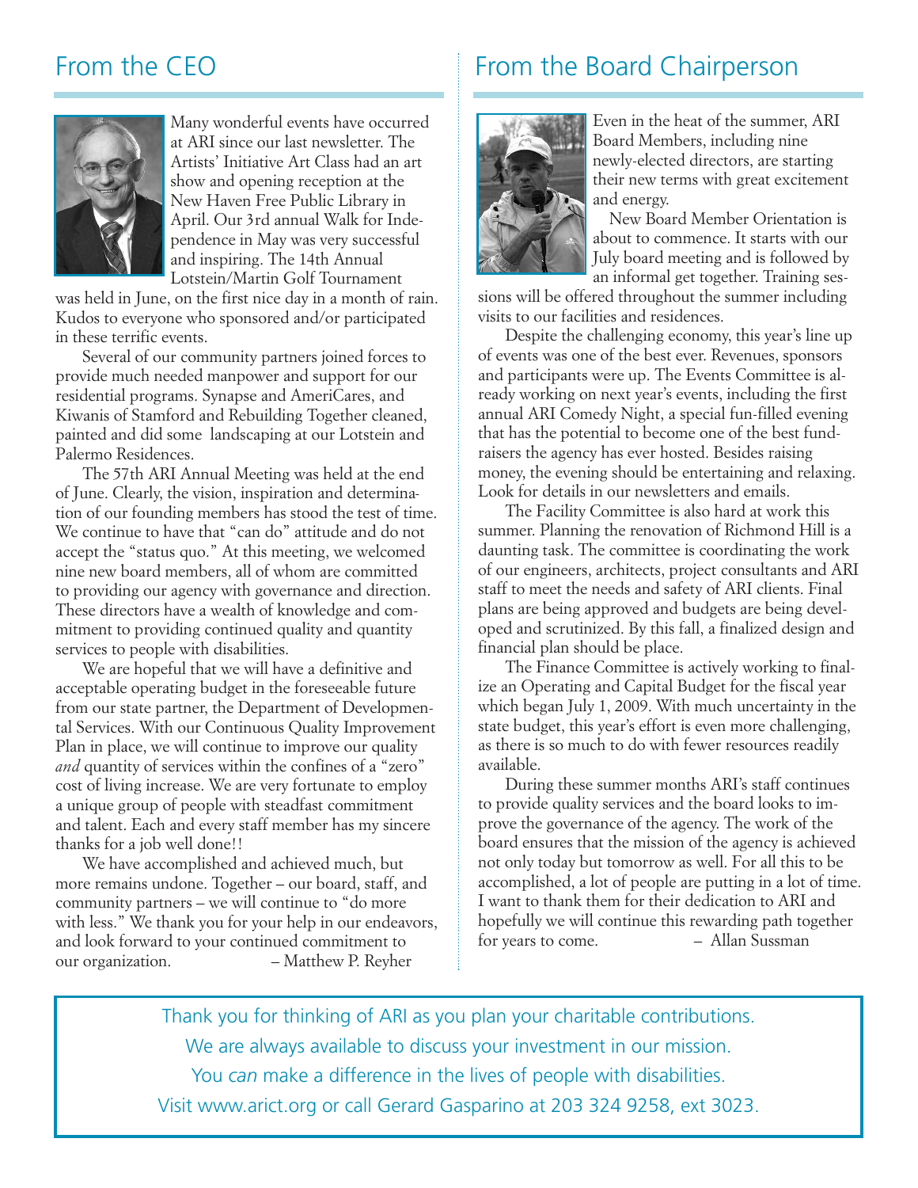## From the CEO

Many wonderful events have occurred at ARI since our last newsletter. The Artists' Initiative Art Class had an art show and opening reception at the New Haven Free Public Library in April. Our 3rd annual Walk for Independence in May was very successful and inspiring. The 14th Annual Lotstein/Martin Golf Tournament was held in June, on the first nice day in a month of rain. Kudos to everyone who sponsored and/or participated in these terrific events.

Several of our community partners joined forces to provide much needed manpower and support for our residential programs. Synapse and AmeriCares, and Kiwanis of Stamford and Rebuilding Together cleaned, painted and did some landscaping at our Lotstein and Palermo Residences.

The 57th ARI Annual Meeting was held at the end of June. Clearly, the vision, inspiration and determination of our founding members has stood the test of time. We continue to have that "can do" attitude and do not accept the "status quo." At this meeting, we welcomed nine new board members, all of whom are committed to providing our agency with governance and direction. These directors have a wealth of knowledge and commitment to providing continued quality and quantity services to people with disabilities.

We are hopeful that we will have a definitive and acceptable operating budget in the foreseeable future from our state partner, the Department of Developmental Services. With our Continuous Quality Improvement Plan in place, we will continue to improve our quality *and* quantity of services within the confines of a "zero" cost of living increase. We are very fortunate to employ a unique group of people with steadfast commitment and talent. Each and every staff member has my sincere thanks for a job well done!!

We have accomplished and achieved much, but more remains undone. Together – our board, staff, and community partners – we will continue to "do more with less." We thank you for your help in our endeavors, and look forward to your continued commitment to our organization. – Matthew P. Reyher

## From the Board Chairperson

Even in the heat of the summer, ARI Board Members, including nine newly-elected directors, are starting their new terms with great excitement and energy.

New Board Member Orientation is about to commence. It starts with our July board meeting and is followed by an informal get together. Training sessions will be offered throughout the summer including visits to our facilities and residences.

Despite the challenging economy, this year's line up of events was one of the best ever. Revenues, sponsors and participants were up. The Events Committee is already working on next year's events, including the first annual ARI Comedy Night, a special fun-filled evening that has the potential to become one of the best fundraisers the agency has ever hosted. Besides raising money, the evening should be entertaining and relaxing. Look for details in our newsletters and emails.

The Facility Committee is also hard at work this summer. Planning the renovation of Richmond Hill is a daunting task. The committee is coordinating the work of our engineers, architects, project consultants and ARI staff to meet the needs and safety of ARI clients. Final plans are being approved and budgets are being developed and scrutinized. By this fall, a finalized design and financial plan should be place.

The Finance Committee is actively working to finalize an Operating and Capital Budget for the fiscal year which began July 1, 2009. With much uncertainty in the state budget, this year's effort is even more challenging, as there is so much to do with fewer resources readily available.

During these summer months ARI's staff continues to provide quality services and the board looks to improve the governance of the agency. The work of the board ensures that the mission of the agency is achieved not only today but tomorrow as well. For all this to be accomplished, a lot of people are putting in a lot of time. I want to thank them for their dedication to ARI and hopefully we will continue this rewarding path together for years to come. – Allan Sussman

Thank you for thinking of ARI as you plan your charitable contributions.
We are always available to discuss your investment in our mission.
You *can* make a difference in the lives of people with disabilities.
Visit www.arict.org or call Gerard Gasparino at 203 324 9258, ext 3023.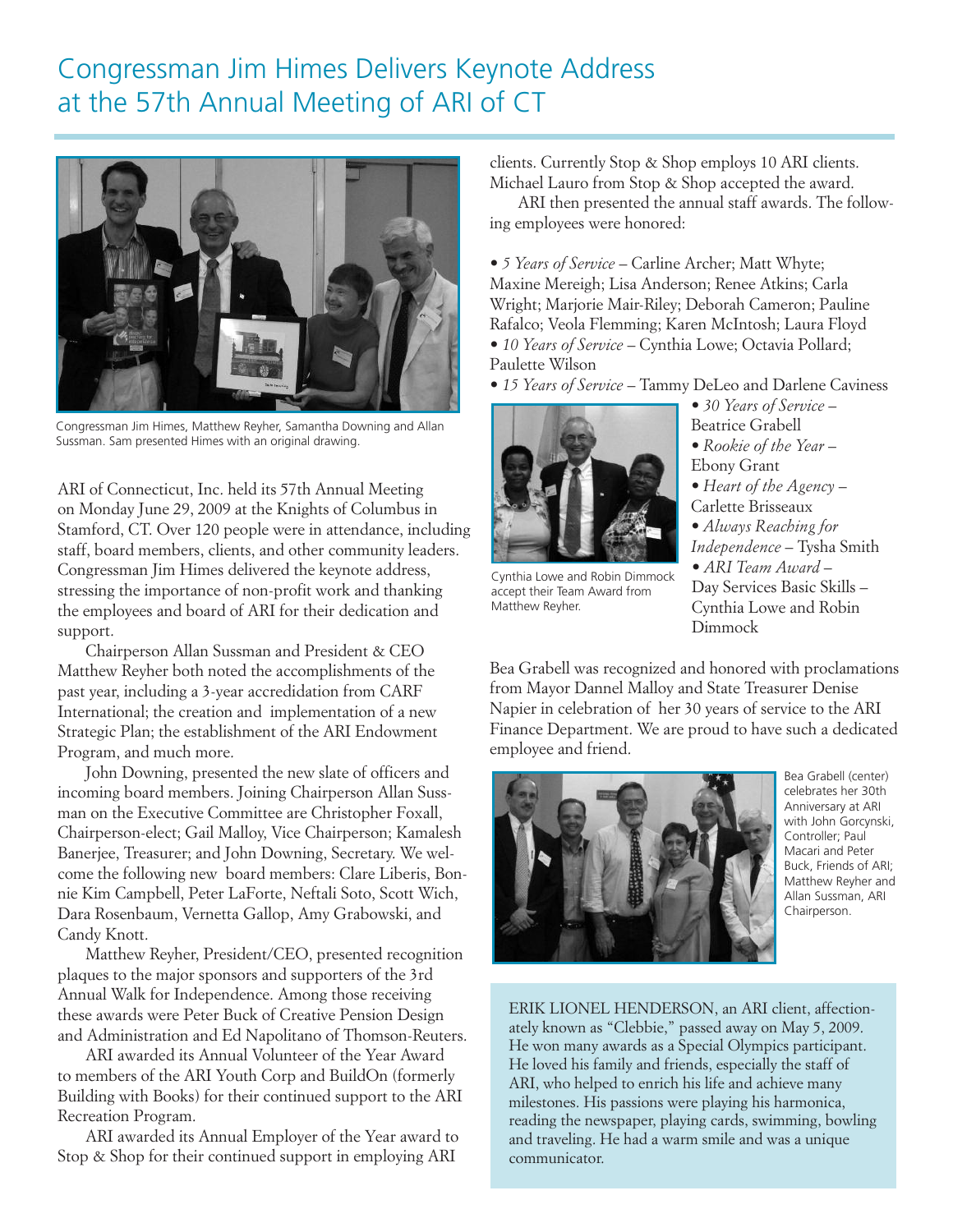# Congressman Jim Himes Delivers Keynote Address at the 57th Annual Meeting of ARI of CT

Congressman Jim Himes, Matthew Reyher, Samantha Downing and Allan Sussman. Sam presented Himes with an original drawing.

ARI of Connecticut, Inc. held its 57th Annual Meeting on Monday June 29, 2009 at the Knights of Columbus in Stamford, CT. Over 120 people were in attendance, including staff, board members, clients, and other community leaders. Congressman Jim Himes delivered the keynote address, stressing the importance of non-profit work and thanking the employees and board of ARI for their dedication and support.

Chairperson Allan Sussman and President & CEO Matthew Reyher both noted the accomplishments of the past year, including a 3-year accredidation from CARF International; the creation and implementation of a new Strategic Plan; the establishment of the ARI Endowment Program, and much more.

John Downing, presented the new slate of officers and incoming board members. Joining Chairperson Allan Sussman on the Executive Committee are Christopher Foxall, Chairperson-elect; Gail Malloy, Vice Chairperson; Kamalesh Banerjee, Treasurer; and John Downing, Secretary. We welcome the following new board members: Clare Liberis, Bonnie Kim Campbell, Peter LaForte, Neftali Soto, Scott Wich, Dara Rosenbaum, Vernetta Gallop, Amy Grabowski, and Candy Knott.

Matthew Reyher, President/CEO, presented recognition plaques to the major sponsors and supporters of the 3rd Annual Walk for Independence. Among those receiving these awards were Peter Buck of Creative Pension Design and Administration and Ed Napolitano of Thomson-Reuters.

ARI awarded its Annual Volunteer of the Year Award to members of the ARI Youth Corp and BuildOn (formerly Building with Books) for their continued support to the ARI Recreation Program.

ARI awarded its Annual Employer of the Year award to Stop & Shop for their continued support in employing ARI clients. Currently Stop & Shop employs 10 ARI clients. Michael Lauro from Stop & Shop accepted the award.

ARI then presented the annual staff awards. The following employees were honored:

- *5 Years of Service* – Carline Archer; Matt Whyte; Maxine Mereigh; Lisa Anderson; Renee Atkins; Carla Wright; Marjorie Mair-Riley; Deborah Cameron; Pauline Rafalco; Veola Flemming; Karen McIntosh; Laura Floyd
- *10 Years of Service* – Cynthia Lowe; Octavia Pollard; Paulette Wilson
- *15 Years of Service* – Tammy DeLeo and Darlene Caviness
- *30 Years of Service* – Beatrice Grabell
- *Rookie of the Year* – Ebony Grant
- *Heart of the Agency* – Carlette Brisseaux
- *Always Reaching for Independence* – Tysha Smith
- *ARI Team Award* – Day Services Basic Skills – Cynthia Lowe and Robin Dimmock

Cynthia Lowe and Robin Dimmock accept their Team Award from Matthew Reyher.

Bea Grabell was recognized and honored with proclamations from Mayor Dannel Malloy and State Treasurer Denise Napier in celebration of her 30 years of service to the ARI Finance Department. We are proud to have such a dedicated employee and friend.

Bea Grabell (center) celebrates her 30th Anniversary at ARI with John Gorcynski, Controller; Paul Macari and Peter Buck, Friends of ARI; Matthew Reyher and Allan Sussman, ARI Chairperson.

ERIK LIONEL HENDERSON, an ARI client, affectionately known as "Clebbie," passed away on May 5, 2009. He won many awards as a Special Olympics participant. He loved his family and friends, especially the staff of ARI, who helped to enrich his life and achieve many milestones. His passions were playing his harmonica, reading the newspaper, playing cards, swimming, bowling and traveling. He had a warm smile and was a unique communicator.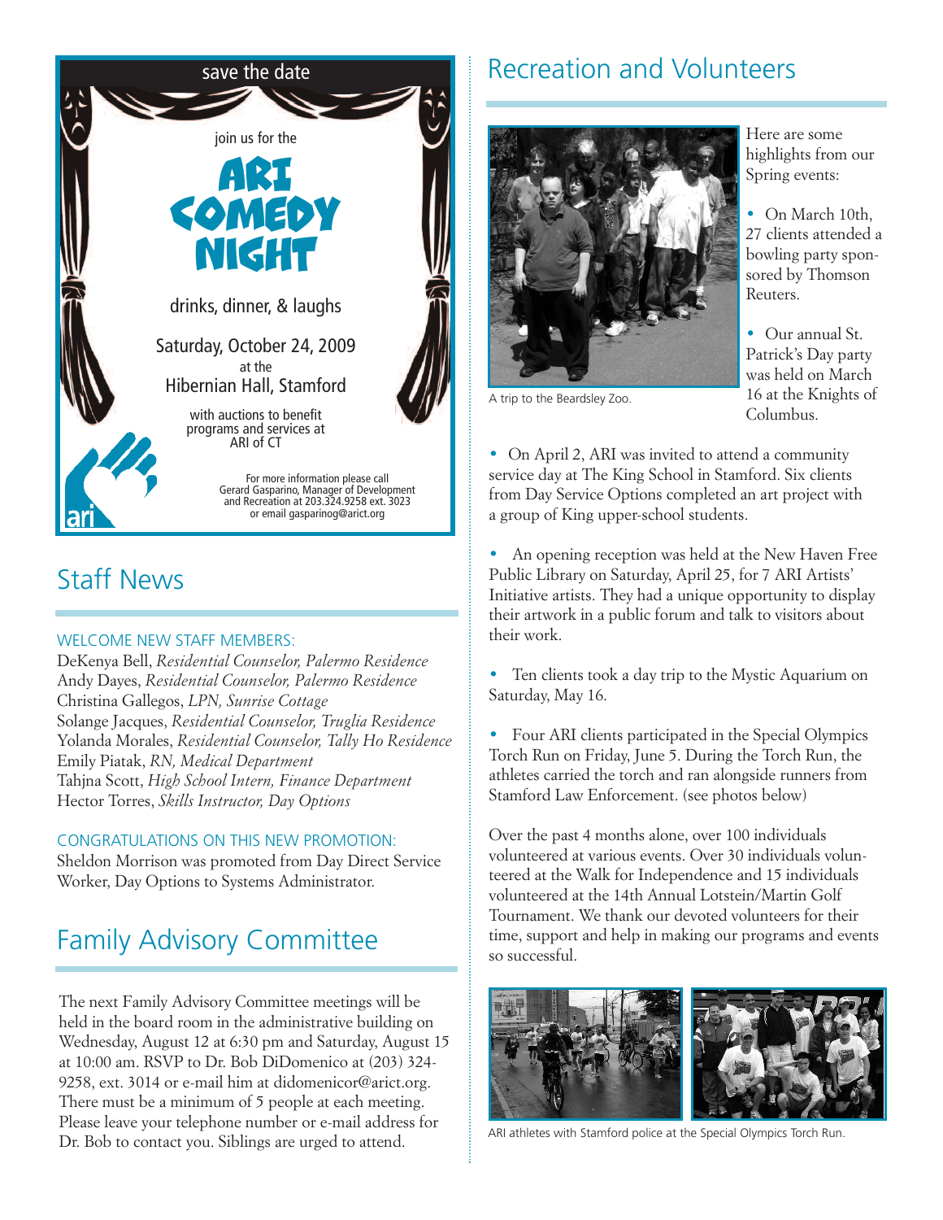## save the date

join us for the

# ARI COMEDY NIGHT

drinks, dinner, & laughs

Saturday, October 24, 2009
at the
Hibernian Hall, Stamford

with auctions to benefit programs and services at ARI of CT

For more information please call Gerard Gasparino, Manager of Development and Recreation at 203.324.9258 ext. 3023 or email gasparinog@arict.org

## Staff News

WELCOME NEW STAFF MEMBERS:

DeKenya Bell, *Residential Counselor, Palermo Residence*
Andy Dayes, *Residential Counselor, Palermo Residence*
Christina Gallegos, *LPN, Sunrise Cottage*
Solange Jacques, *Residential Counselor, Truglia Residence*
Yolanda Morales, *Residential Counselor, Tally Ho Residence*
Emily Piatak, *RN, Medical Department*
Tahjna Scott, *High School Intern, Finance Department*
Hector Torres, *Skills Instructor, Day Options*

CONGRATULATIONS ON THIS NEW PROMOTION:

Sheldon Morrison was promoted from Day Direct Service Worker, Day Options to Systems Administrator.

## Family Advisory Committee

The next Family Advisory Committee meetings will be held in the board room in the administrative building on Wednesday, August 12 at 6:30 pm and Saturday, August 15 at 10:00 am. RSVP to Dr. Bob DiDomenico at (203) 324-9258, ext. 3014 or e-mail him at didomenicor@arict.org. There must be a minimum of 5 people at each meeting. Please leave your telephone number or e-mail address for Dr. Bob to contact you. Siblings are urged to attend.

## Recreation and Volunteers

A trip to the Beardsley Zoo.

Here are some highlights from our Spring events:

- On March 10th, 27 clients attended a bowling party sponsored by Thomson Reuters.
- Our annual St. Patrick's Day party was held on March 16 at the Knights of Columbus.
- On April 2, ARI was invited to attend a community service day at The King School in Stamford. Six clients from Day Service Options completed an art project with a group of King upper-school students.
- An opening reception was held at the New Haven Free Public Library on Saturday, April 25, for 7 ARI Artists' Initiative artists. They had a unique opportunity to display their artwork in a public forum and talk to visitors about their work.
- Ten clients took a day trip to the Mystic Aquarium on Saturday, May 16.
- Four ARI clients participated in the Special Olympics Torch Run on Friday, June 5. During the Torch Run, the athletes carried the torch and ran alongside runners from Stamford Law Enforcement. (see photos below)

Over the past 4 months alone, over 100 individuals volunteered at various events. Over 30 individuals volunteered at the Walk for Independence and 15 individuals volunteered at the 14th Annual Lotstein/Martin Golf Tournament. We thank our devoted volunteers for their time, support and help in making our programs and events so successful.

ARI athletes with Stamford police at the Special Olympics Torch Run.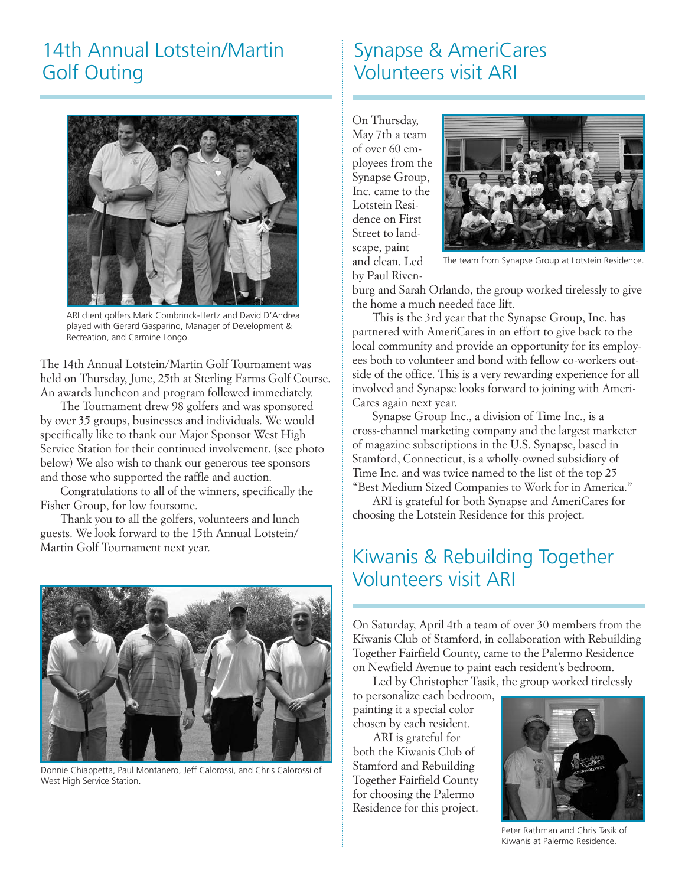## 14th Annual Lotstein/Martin Golf Outing

ARI client golfers Mark Combrinck-Hertz and David D'Andrea played with Gerard Gasparino, Manager of Development & Recreation, and Carmine Longo.

The 14th Annual Lotstein/Martin Golf Tournament was held on Thursday, June, 25th at Sterling Farms Golf Course. An awards luncheon and program followed immediately.

The Tournament drew 98 golfers and was sponsored by over 35 groups, businesses and individuals. We would specifically like to thank our Major Sponsor West High Service Station for their continued involvement. (see photo below) We also wish to thank our generous tee sponsors and those who supported the raffle and auction.

Congratulations to all of the winners, specifically the Fisher Group, for low foursome.

Thank you to all the golfers, volunteers and lunch guests. We look forward to the 15th Annual Lotstein/ Martin Golf Tournament next year.

Donnie Chiappetta, Paul Montanero, Jeff Calorossi, and Chris Calorossi of West High Service Station.

## Synapse & AmeriCares Volunteers visit ARI

On Thursday, May 7th a team of over 60 employees from the Synapse Group, Inc. came to the Lotstein Residence on First Street to landscape, paint and clean. Led by Paul Rivenburg and Sarah Orlando, the group worked tirelessly to give the home a much needed face lift.

The team from Synapse Group at Lotstein Residence.

This is the 3rd year that the Synapse Group, Inc. has partnered with AmeriCares in an effort to give back to the local community and provide an opportunity for its employees both to volunteer and bond with fellow co-workers outside of the office. This is a very rewarding experience for all involved and Synapse looks forward to joining with AmeriCares again next year.

Synapse Group Inc., a division of Time Inc., is a cross-channel marketing company and the largest marketer of magazine subscriptions in the U.S. Synapse, based in Stamford, Connecticut, is a wholly-owned subsidiary of Time Inc. and was twice named to the list of the top 25 "Best Medium Sized Companies to Work for in America."

ARI is grateful for both Synapse and AmeriCares for choosing the Lotstein Residence for this project.

## Kiwanis & Rebuilding Together Volunteers visit ARI

On Saturday, April 4th a team of over 30 members from the Kiwanis Club of Stamford, in collaboration with Rebuilding Together Fairfield County, came to the Palermo Residence on Newfield Avenue to paint each resident's bedroom.

Led by Christopher Tasik, the group worked tirelessly to personalize each bedroom, painting it a special color chosen by each resident.

ARI is grateful for both the Kiwanis Club of Stamford and Rebuilding Together Fairfield County for choosing the Palermo Residence for this project.

Peter Rathman and Chris Tasik of Kiwanis at Palermo Residence.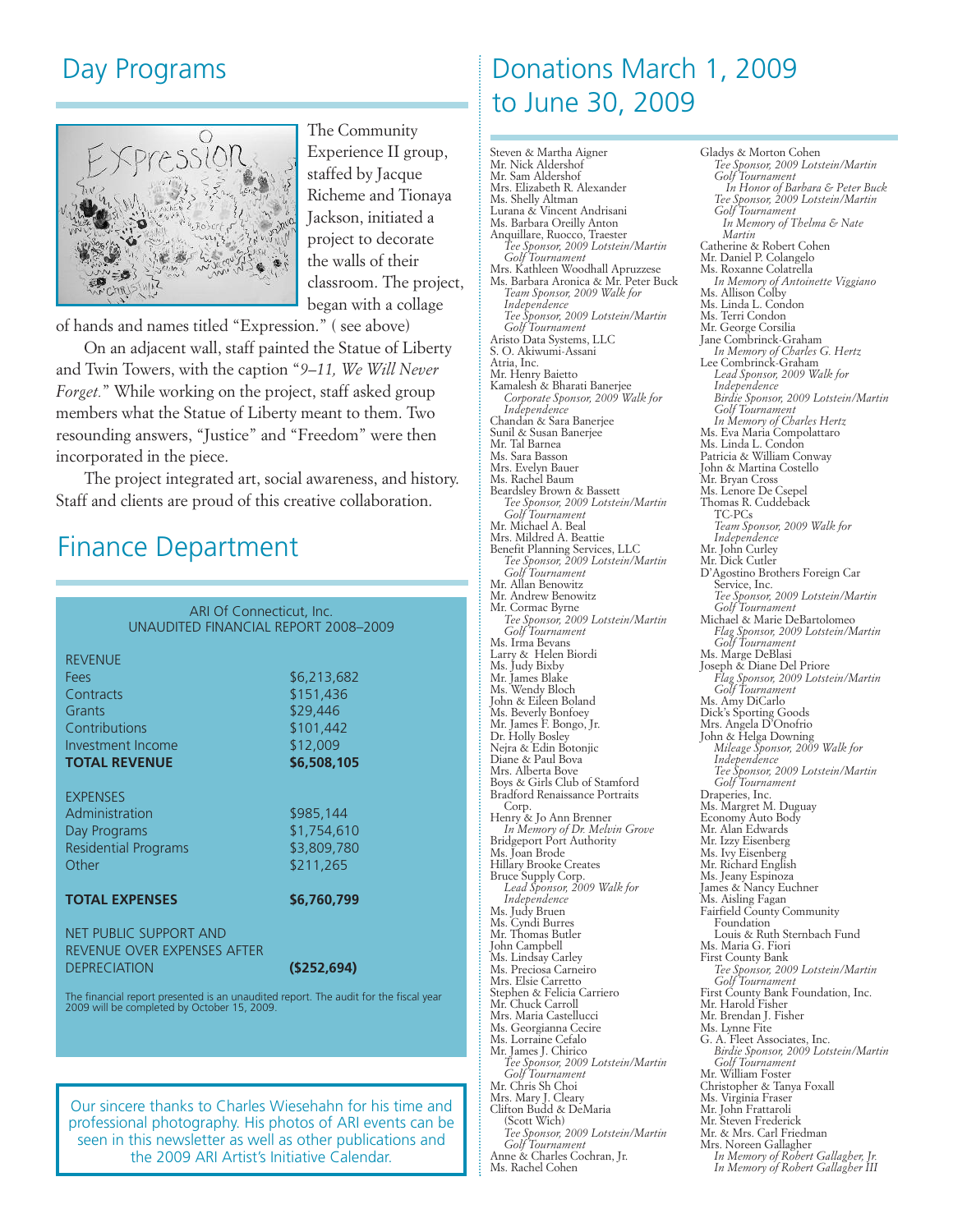## Day Programs

The Community Experience II group, staffed by Jacque Richeme and Tionaya Jackson, initiated a project to decorate the walls of their classroom. The project, began with a collage of hands and names titled "Expression." ( see above)

On an adjacent wall, staff painted the Statue of Liberty and Twin Towers, with the caption "*9–11, We Will Never Forget.*" While working on the project, staff asked group members what the Statue of Liberty meant to them. Two resounding answers, "Justice" and "Freedom" were then incorporated in the piece.

The project integrated art, social awareness, and history. Staff and clients are proud of this creative collaboration.

## Finance Department

ARI Of Connecticut, Inc.
UNAUDITED FINANCIAL REPORT 2008–2009

| REVENUE | |
|---|---|
| Fees | $6,213,682 |
| Contracts | $151,436 |
| Grants | $29,446 |
| Contributions | $101,442 |
| Investment Income | $12,009 |
| **TOTAL REVENUE** | **$6,508,105** |
| EXPENSES | |
| Administration | $985,144 |
| Day Programs | $1,754,610 |
| Residential Programs | $3,809,780 |
| Other | $211,265 |
| **TOTAL EXPENSES** | **$6,760,799** |
| NET PUBLIC SUPPORT AND REVENUE OVER EXPENSES AFTER DEPRECIATION | **($252,694)** |

The financial report presented is an unaudited report. The audit for the fiscal year 2009 will be completed by October 15, 2009.

Our sincere thanks to Charles Wiesehahn for his time and professional photography. His photos of ARI events can be seen in this newsletter as well as other publications and the 2009 ARI Artist's Initiative Calendar.

## Donations March 1, 2009 to June 30, 2009

Steven & Martha Aigner
Mr. Nick Aldershof
Mr. Sam Aldershof
Mrs. Elizabeth R. Alexander
Ms. Shelly Altman
Lurana & Vincent Andrisani
Ms. Barbara Oreilly Anton
Anquillare, Ruocco, Traester
*Tee Sponsor, 2009 Lotstein/Martin Golf Tournament*
Mrs. Kathleen Woodhall Apruzzese
Ms. Barbara Aronica & Mr. Peter Buck
*Team Sponsor, 2009 Walk for Independence*
*Tee Sponsor, 2009 Lotstein/Martin Golf Tournament*
Aristo Data Systems, LLC
S. O. Akiwumi-Assani
Atria, Inc.
Mr. Henry Baietto
Kamalesh & Bharati Banerjee
*Corporate Sponsor, 2009 Walk for Independence*
Chandan & Sara Banerjee
Sunil & Susan Banerjee
Mr. Tal Barnea
Ms. Sara Basson
Mrs. Evelyn Bauer
Ms. Rachel Baum
Beardsley Brown & Bassett
*Tee Sponsor, 2009 Lotstein/Martin Golf Tournament*
Mr. Michael A. Beal
Mrs. Mildred A. Beattie
Benefit Planning Services, LLC
*Tee Sponsor, 2009 Lotstein/Martin Golf Tournament*
Mr. Allan Benowitz
Mr. Andrew Benowitz
Mr. Cormac Byrne
*Tee Sponsor, 2009 Lotstein/Martin Golf Tournament*
Ms. Irma Bevans
Larry & Helen Biordi
Ms. Judy Bixby
Mr. James Blake
Ms. Wendy Bloch
John & Eileen Boland
Ms. Beverly Bonfoey
Mr. James F. Bongo, Jr.
Dr. Holly Bosley
Nejra & Edin Botonjic
Diane & Paul Bova
Mrs. Alberta Bove
Boys & Girls Club of Stamford
Bradford Renaissance Portraits Corp.
Henry & Jo Ann Brenner
*In Memory of Dr. Melvin Grove*
Bridgeport Port Authority
Ms. Joan Brode
Hillary Brooke Creates
Bruce Supply Corp.
*Lead Sponsor, 2009 Walk for Independence*
Ms. Judy Bruen
Ms. Cyndi Burres
Mr. Thomas Butler
John Campbell
Ms. Lindsay Carley
Ms. Preciosa Carneiro
Mrs. Elsie Carretto
Stephen & Felicia Carriero
Mr. Chuck Carroll
Mrs. Maria Castellucci
Ms. Georgianna Cecire
Ms. Lorraine Cefalo
Mr. James J. Chirico
*Tee Sponsor, 2009 Lotstein/Martin Golf Tournament*
Mr. Chris Sh Choi
Mrs. Mary J. Cleary
Clifton Budd & DeMaria (Scott Wich)
*Tee Sponsor, 2009 Lotstein/Martin Golf Tournament*
Anne & Charles Cochran, Jr.
Ms. Rachel Cohen
Gladys & Morton Cohen
*Tee Sponsor, 2009 Lotstein/Martin Golf Tournament*
*In Honor of Barbara & Peter Buck*
*Tee Sponsor, 2009 Lotstein/Martin Golf Tournament*
*In Memory of Thelma & Nate Martin*
Catherine & Robert Cohen
Mr. Daniel P. Colangelo
Ms. Roxanne Colatrella
*In Memory of Antoinette Viggiano*
Ms. Allison Colby
Ms. Linda L. Condon
Ms. Terri Condon
Mr. George Corsilia
Jane Combrinck-Graham
*In Memory of Charles G. Hertz*
Lee Combrinck-Graham
*Lead Sponsor, 2009 Walk for Independence*
*Birdie Sponsor, 2009 Lotstein/Martin Golf Tournament*
*In Memory of Charles Hertz*
Ms. Eva Maria Compolattaro
Ms. Linda L. Condon
Patricia & William Conway
John & Martina Costello
Mr. Bryan Cross
Ms. Lenore De Csepel
Thomas R. Cuddeback
TC-PCs
*Team Sponsor, 2009 Walk for Independence*
Mr. John Curley
Mr. Dick Cutler
D'Agostino Brothers Foreign Car Service, Inc.
*Tee Sponsor, 2009 Lotstein/Martin Golf Tournament*
Michael & Marie DeBartolomeo
*Flag Sponsor, 2009 Lotstein/Martin Golf Tournament*
Ms. Marge DeBlasi
Joseph & Diane Del Priore
*Flag Sponsor, 2009 Lotstein/Martin Golf Tournament*
Ms. Amy DiCarlo
Dick's Sporting Goods
Mrs. Angela D'Onofrio
John & Helga Downing
*Mileage Sponsor, 2009 Walk for Independence*
*Tee Sponsor, 2009 Lotstein/Martin Golf Tournament*
Draperies, Inc.
Ms. Margret M. Duguay
Economy Auto Body
Mr. Alan Edwards
Mr. Izzy Eisenberg
Ms. Ivy Eisenberg
Mr. Richard English
Ms. Jeany Espinoza
James & Nancy Euchner
Ms. Aisling Fagan
Fairfield County Community Foundation
Louis & Ruth Sternbach Fund
Ms. Maria G. Fiori
First County Bank
*Tee Sponsor, 2009 Lotstein/Martin Golf Tournament*
First County Bank Foundation, Inc.
Mr. Harold Fisher
Mr. Brendan J. Fisher
Ms. Lynne Fite
G. A. Fleet Associates, Inc.
*Birdie Sponsor, 2009 Lotstein/Martin Golf Tournament*
Mr. William Foster
Christopher & Tanya Foxall
Ms. Virginia Fraser
Mr. John Frattaroli
Mr. Steven Frederick
Mr. & Mrs. Carl Friedman
Mrs. Noreen Gallagher
*In Memory of Robert Gallagher, Jr.*
*In Memory of Robert Gallagher III*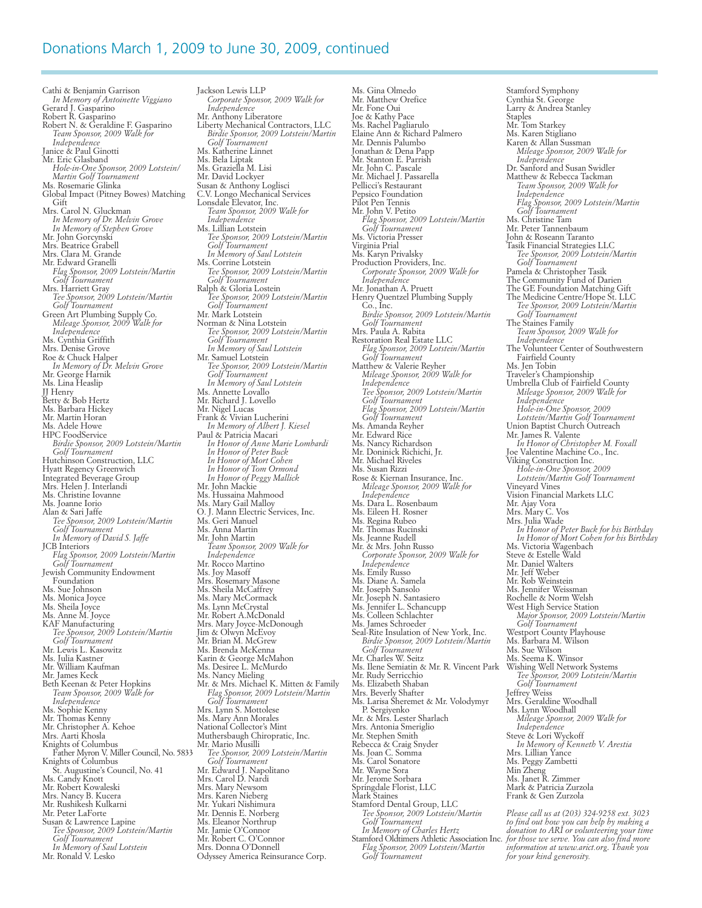## Donations March 1, 2009 to June 30, 2009, continued

Cathi & Benjamin Garrison
*In Memory of Antoinette Viggiano*
Gerard J. Gasparino
Robert R. Gasparino
Robert N. & Geraldine F. Gasparino
*Team Sponsor, 2009 Walk for Independence*
Janice & Paul Ginotti
Mr. Eric Glasband
*Hole-in-One Sponsor, 2009 Lotstein/Martin Golf Tournament*
Ms. Rosemarie Glinka
Global Impact (Pitney Bowes) Matching Gift
Mrs. Carol N. Gluckman
*In Memory of Dr. Melvin Grove*
*In Memory of Stephen Grove*
Mr. John Gorcynski
Mrs. Beatrice Grabell
Mrs. Clara M. Grande
Mr. Edward Granelli
*Flag Sponsor, 2009 Lotstein/Martin Golf Tournament*
Mrs. Harriett Gray
*Tee Sponsor, 2009 Lotstein/Martin Golf Tournament*
Green Art Plumbing Supply Co.
*Mileage Sponsor, 2009 Walk for Independence*
Ms. Cynthia Griffith
Mrs. Denise Grove
Roe & Chuck Halper
*In Memory of Dr. Melvin Grove*
Mr. George Harnik
Ms. Lina Heaslip
JJ Henry
Betty & Bob Hertz
Ms. Barbara Hickey
Mr. Martin Horan
Ms. Adele Howe
HPC FoodService
*Birdie Sponsor, 2009 Lotstein/Martin Golf Tournament*
Hutchinson Construction, LLC
Hyatt Regency Greenwich
Integrated Beverage Group
Mrs. Helen J. Interlandi
Ms. Christine Iovanne
Ms. Joanne Iorio
Alan & Sari Jaffe
*Tee Sponsor, 2009 Lotstein/Martin Golf Tournament*
*In Memory of David S. Jaffe*
JCB Interiors
*Flag Sponsor, 2009 Lotstein/Martin Golf Tournament*
Jewish Community Endowment Foundation
Ms. Sue Johnson
Ms. Monica Joyce
Ms. Sheila Joyce
Ms. Anne M. Joyce
KAF Manufacturing
*Tee Sponsor, 2009 Lotstein/Martin Golf Tournament*
Mr. Lewis L. Kasowitz
Ms. Julia Kastner
Mr. William Kaufman
Mr. James Keck
Beth Keenan & Peter Hopkins
*Team Sponsor, 2009 Walk for Independence*
Ms. Sophie Kenny
Mr. Thomas Kenny
Mr. Christopher A. Kehoe
Mrs. Aarti Khosla
Knights of Columbus
Father Myron V. Miller Council, No. 5833
Knights of Columbus
St. Augustine's Council, No. 41
Ms. Candy Knott
Mr. Robert Kowaleski
Mrs. Nancy B. Kucera
Mr. Rushikesh Kulkarni
Mr. Peter LaForte
Susan & Lawrence Lapine
*Tee Sponsor, 2009 Lotstein/Martin Golf Tournament*
*In Memory of Saul Lotstein*
Mr. Ronald V. Lesko

Jackson Lewis LLP
*Corporate Sponsor, 2009 Walk for Independence*
Mr. Anthony Liberatore
Liberty Mechanical Contractors, LLC
*Birdie Sponsor, 2009 Lotstein/Martin Golf Tournament*
Ms. Katherine Linnet
Ms. Bela Liptak
Ms. Graziella M. Lisi
Mr. David Lockyer
Susan & Anthony Loglisci
C.V. Longo Mechanical Services
Lonsdale Elevator, Inc.
*Team Sponsor, 2009 Walk for Independence*
Ms. Lillian Lotstein
*Tee Sponsor, 2009 Lotstein/Martin Golf Tournament*
*In Memory of Saul Lotstein*
Ms. Corrine Lotstein
*Tee Sponsor, 2009 Lotstein/Martin Golf Tournament*
Ralph & Gloria Lostein
*Tee Sponsor, 2009 Lotstein/Martin Golf Tournament*
Mr. Mark Lotstein
Norman & Nina Lotstein
*Tee Sponsor, 2009 Lotstein/Martin Golf Tournament*
*In Memory of Saul Lotstein*
Mr. Samuel Lotstein
*Tee Sponsor, 2009 Lotstein/Martin Golf Tournament*
*In Memory of Saul Lotstein*
Ms. Annette Lovallo
Mr. Richard J. Lovello
Mr. Nigel Lucas
Frank & Vivian Lucherini
*In Memory of Albert J. Kiesel*
Paul & Patricia Macari
*In Honor of Anne Marie Lombardi*
*In Honor of Peter Buck*
*In Honor of Mort Cohen*
*In Honor of Tom Ormond*
*In Honor of Peggy Mallick*
Mr. John Mackie
Ms. Hussaina Mahmood
Ms. Mary Gail Malloy
O. J. Mann Electric Services, Inc.
Ms. Geri Manuel
Ms. Anna Martin
Mr. John Martin
*Team Sponsor, 2009 Walk for Independence*
Mr. Rocco Martino
Ms. Joy Masoff
Mrs. Rosemary Masone
Ms. Sheila McCaffrey
Ms. Mary McCormack
Ms. Lynn McCrystal
Mr. Robert A.McDonald
Mrs. Mary Joyce-McDonough
Jim & Olwyn McEvoy
Mr. Brian M. McGrew
Ms. Brenda McKenna
Karin & George McMahon
Ms. Desiree L. McMurdo
Ms. Nancy Mieling
Mr. & Mrs. Michael K. Mitten & Family
*Flag Sponsor, 2009 Lotstein/Martin Golf Tournament*
Mrs. Lynn S. Mottolese
Ms. Mary Ann Morales
National Collector's Mint
Muthersbaugh Chiropratic, Inc.
Mr. Mario Musilli
*Tee Sponsor, 2009 Lotstein/Martin Golf Tournament*
Mr. Edward J. Napolitano
Mrs. Carol D. Nardi
Mrs. Mary Newsom
Mrs. Karen Nieberg
Mr. Yukari Nishimura
Mr. Dennis E. Norberg
Ms. Eleanor Northrup
Mr. Jamie O'Connor
Mr. Robert C. O'Connor
Mrs. Donna O'Donnell
Odyssey America Reinsurance Corp.

Ms. Gina Olmedo
Mr. Matthew Orefice
Mr. Fone Oui
Joe & Kathy Pace
Ms. Rachel Pagliarulo
Elaine Ann & Richard Palmero
Mr. Dennis Palumbo
Jonathan & Dena Papp
Mr. Stanton E. Parrish
Mr. John C. Pascale
Mr. Michael J. Passarella
Pellicci's Restaurant
Pepsico Foundation
Pilot Pen Tennis
Mr. John V. Petito
*Flag Sponsor, 2009 Lotstein/Martin Golf Tournament*
Ms. Victoria Presser
Virginia Prial
Ms. Karyn Privalsky
Production Providers, Inc.
*Corporate Sponsor, 2009 Walk for Independence*
Mr. Jonathan A. Pruett
Henry Quentzel Plumbing Supply Co., Inc.
*Birdie Sponsor, 2009 Lotstein/Martin Golf Tournament*
Mrs. Paula A. Rabita
Restoration Real Estate LLC
*Flag Sponsor, 2009 Lotstein/Martin Golf Tournament*
Matthew & Valerie Reyher
*Mileage Sponsor, 2009 Walk for Independence*
*Tee Sponsor, 2009 Lotstein/Martin Golf Tournament*
*Flag Sponsor, 2009 Lotstein/Martin Golf Tournament*
Ms. Amanda Reyher
Mr. Edward Rice
Ms. Nancy Richardson
Mr. Doninick Richichi, Jr.
Mr. Michael Riveles
Ms. Susan Rizzi
Rose & Kiernan Insurance, Inc.
*Mileage Sponsor, 2009 Walk for Independence*
Ms. Dara L. Rosenbaum
Ms. Eileen H. Rosner
Ms. Regina Rubeo
Mr. Thomas Rucinski
Ms. Jeanne Rudell
Mr. & Mrs. John Russo
*Corporate Sponsor, 2009 Walk for Independence*
Ms. Emily Russo
Ms. Diane A. Samela
Mr. Joseph Sansolo
Mr. Joseph N. Santasiero
Ms. Jennifer L. Schancupp
Ms. Colleen Schlachter
Ms. James Schroeder
Seal-Rite Insulation of New York, Inc.
*Birdie Sponsor, 2009 Lotstein/Martin Golf Tournament*
Mr. Charles W. Seitz
Ms. Ilene Semiatin & Mr. R. Vincent Park
Mr. Rudy Serricchio
Ms. Elizabeth Shaban
Mrs. Beverly Shafter
Ms. Larisa Sheremet & Mr. Volodymyr P. Sergiyenko
Mr. & Mrs. Lester Sharlach
Mrs. Antonia Smeriglio
Mr. Stephen Smith
Rebecca & Craig Snyder
Ms. Joan C. Somma
Ms. Carol Sonatore
Mr. Wayne Sora
Mr. Jerome Sorbara
Springdale Florist, LLC
Mark Staines
Stamford Dental Group, LLC
*Tee Sponsor, 2009 Lotstein/Martin Golf Tournament*
*In Memory of Charles Hertz*
Stamford Oldtimers Athletic Association Inc.
*Flag Sponsor, 2009 Lotstein/Martin Golf Tournament*

Stamford Symphony
Cynthia St. George
Larry & Andrea Stanley
Staples
Mr. Tom Starkey
Ms. Karen Stigliano
Karen & Allan Sussman
*Mileage Sponsor, 2009 Walk for Independence*
Dr. Sanford and Susan Swidler
Matthew & Rebecca Tackman
*Team Sponsor, 2009 Walk for Independence*
*Flag Sponsor, 2009 Lotstein/Martin Golf Tournament*
Ms. Christine Tam
Mr. Peter Tannenbaum
John & Roseann Taranto
Tasik Financial Strategies LLC
*Tee Sponsor, 2009 Lotstein/Martin Golf Tournament*
Pamela & Christopher Tasik
The Community Fund of Darien
The GE Foundation Matching Gift
The Medicine Centre/Hope St. LLC
*Tee Sponsor, 2009 Lotstein/Martin Golf Tournament*
The Staines Family
*Team Sponsor, 2009 Walk for Independence*
The Volunteer Center of Southwestern Fairfield County
Ms. Jen Tobin
Traveler's Championship
Umbrella Club of Fairfield County
*Mileage Sponsor, 2009 Walk for Independence*
*Hole-in-One Sponsor, 2009 Lotstein/Martin Golf Tournament*
Union Baptist Church Outreach
Mr. James R. Valente
*In Honor of Christopher M. Foxall*
Joe Valentine Machine Co., Inc.
Viking Construction Inc.
*Hole-in-One Sponsor, 2009 Lotstein/Martin Golf Tournament*
Vineyard Vines
Vision Financial Markets LLC
Mr. Ajay Vora
Mrs. Mary C. Vos
Mrs. Julia Wade
*In Honor of Peter Buck for his Birthday*
*In Honor of Mort Cohen for his Birthday*
Ms. Victoria Wagenbach
Steve & Estelle Wald
Mr. Daniel Walters
Mr. Jeff Weber
Mr. Rob Weinstein
Ms. Jennifer Weissman
Rochelle & Norm Welsh
West High Service Station
*Major Sponsor, 2009 Lotstein/Martin Golf Tournament*
Westport County Playhouse
Ms. Barbara M. Wilson
Ms. Sue Wilson
Ms. Seema K. Winsor
Wishing Well Network Systems
*Tee Sponsor, 2009 Lotstein/Martin Golf Tournament*
Jeffrey Weiss
Mrs. Geraldine Woodhall
Ms. Lynn Woodhall
*Mileage Sponsor, 2009 Walk for Independence*
Steve & Lori Wyckoff
*In Memory of Kenneth V. Arestia*
Mrs. Lillian Yance
Ms. Peggy Zambetti
Min Zheng
Ms. Janet R. Zimmer
Mark & Patricia Zurzola
Frank & Gen Zurzola

*Please call us at (203) 324-9258 ext. 3023 to find out how you can help by making a donation to ARI or volunteering your time for those we serve. You can also find more information at www.arict.org. Thank you for your kind generosity.*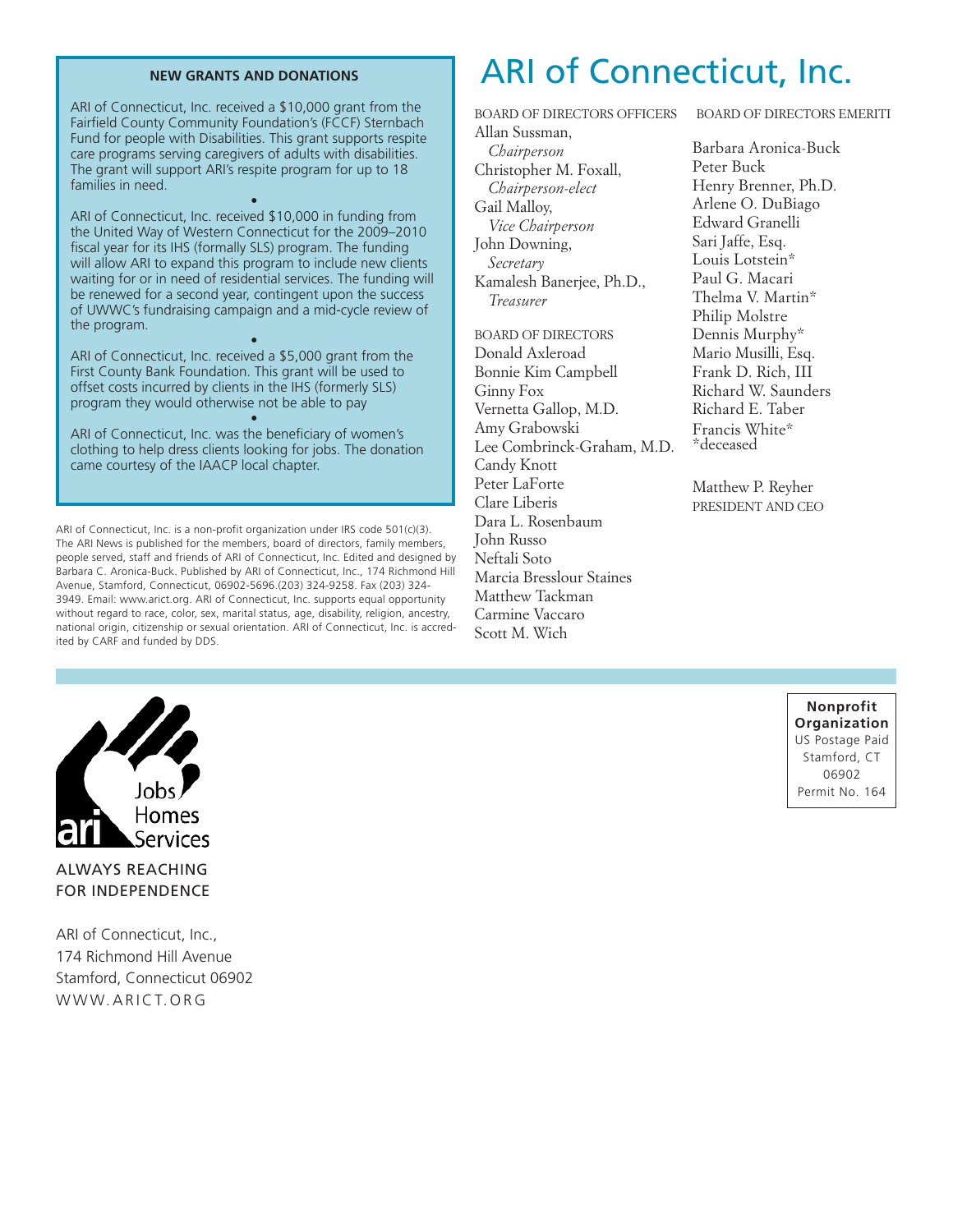## NEW GRANTS AND DONATIONS

ARI of Connecticut, Inc. received a $10,000 grant from the Fairfield County Community Foundation's (FCCF) Sternbach Fund for people with Disabilities. This grant supports respite care programs serving caregivers of adults with disabilities. The grant will support ARI's respite program for up to 18 families in need.

•

ARI of Connecticut, Inc. received $10,000 in funding from the United Way of Western Connecticut for the 2009–2010 fiscal year for its IHS (formally SLS) program. The funding will allow ARI to expand this program to include new clients waiting for or in need of residential services. The funding will be renewed for a second year, contingent upon the success of UWWC's fundraising campaign and a mid-cycle review of the program.

•

ARI of Connecticut, Inc. received a $5,000 grant from the First County Bank Foundation. This grant will be used to offset costs incurred by clients in the IHS (formerly SLS) program they would otherwise not be able to pay

•

ARI of Connecticut, Inc. was the beneficiary of women's clothing to help dress clients looking for jobs. The donation came courtesy of the IAACP local chapter.

ARI of Connecticut, Inc. is a non-profit organization under IRS code 501(c)(3). The ARI News is published for the members, board of directors, family members, people served, staff and friends of ARI of Connecticut, Inc. Edited and designed by Barbara C. Aronica-Buck. Published by ARI of Connecticut, Inc., 174 Richmond Hill Avenue, Stamford, Connecticut, 06902-5696.(203) 324-9258. Fax (203) 324-3949. Email: www.arict.org. ARI of Connecticut, Inc. supports equal opportunity without regard to race, color, sex, marital status, age, disability, religion, ancestry, national origin, citizenship or sexual orientation. ARI of Connecticut, Inc. is accredited by CARF and funded by DDS.

# ARI of Connecticut, Inc.

BOARD OF DIRECTORS OFFICERS

Allan Sussman, *Chairperson*
Christopher M. Foxall, *Chairperson-elect*
Gail Malloy, *Vice Chairperson*
John Downing, *Secretary*
Kamalesh Banerjee, Ph.D., *Treasurer*

BOARD OF DIRECTORS

Donald Axleroad
Bonnie Kim Campbell
Ginny Fox
Vernetta Gallop, M.D.
Amy Grabowski
Lee Combrinck-Graham, M.D.
Candy Knott
Peter LaForte
Clare Liberis
Dara L. Rosenbaum
John Russo
Neftali Soto
Marcia Bresslour Staines
Matthew Tackman
Carmine Vaccaro
Scott M. Wich

BOARD OF DIRECTORS EMERITI

Barbara Aronica-Buck
Peter Buck
Henry Brenner, Ph.D.
Arlene O. DuBiago
Edward Granelli
Sari Jaffe, Esq.
Louis Lotstein*
Paul G. Macari
Thelma V. Martin*
Philip Molstre
Dennis Murphy*
Mario Musilli, Esq.
Frank D. Rich, III
Richard W. Saunders
Richard E. Taber
Francis White*
*deceased

Matthew P. Reyher
PRESIDENT AND CEO

Jobs
Homes
Services
ari

ALWAYS REACHING FOR INDEPENDENCE

ARI of Connecticut, Inc.,
174 Richmond Hill Avenue
Stamford, Connecticut 06902
WWW.ARICT.ORG

**Nonprofit Organization**
US Postage Paid
Stamford, CT
06902
Permit No. 164